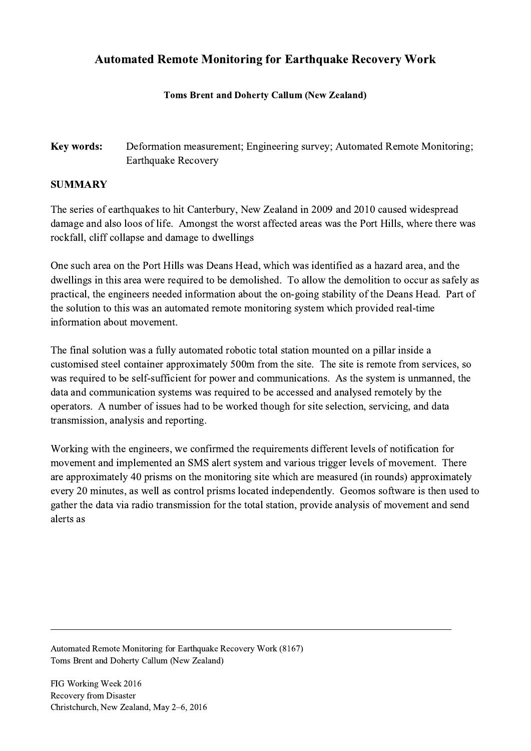# Automated Remote Monitoring for Earthquake Recovery Work

**Toms Brent and Doherty Callum (New Zealand)**

**Key words:** Deformation measurement; Engineering survey; Automated Remote Monitoring; Earthquake Recovery

## SUMMARY

The series of earthquakes to hit Canterbury, New Zealand in 2009 and 2010 caused widespread damage and also loos of life. Amongst the worst affected areas was the Port Hills, where there was rockfall, cliff collapse and damage to dwellings

One such area on the Port Hills was Deans Head, which was identified as a hazard area, and the dwellings in this area were required to be demolished. To allow the demolition to occur as safely as practical, the engineers needed information about the on-going stability of the Deans Head. Part of the solution to this was an automated remote monitoring system which provided real-time information about movement.

The final solution was a fully automated robotic total station mounted on a pillar inside a customised steel container approximately 500m from the site. The site is remote from services, so was required to be self-sufficient for power and communications. As the system is unmanned, the data and communication systems was required to be accessed and analysed remotely by the operators. A number of issues had to be worked though for site selection, servicing, and data transmission, analysis and reporting.

Working with the engineers, we confirmed the requirements different levels of notification for movement and implemented an SMS alert system and various trigger levels of movement. There are approximately 40 prisms on the monitoring site which are measured (in rounds) approximately every 20 minutes, as well as control prisms located independently. Geomos software is then used to gather the data via radio transmission for the total station, provide analysis of movement and send alerts as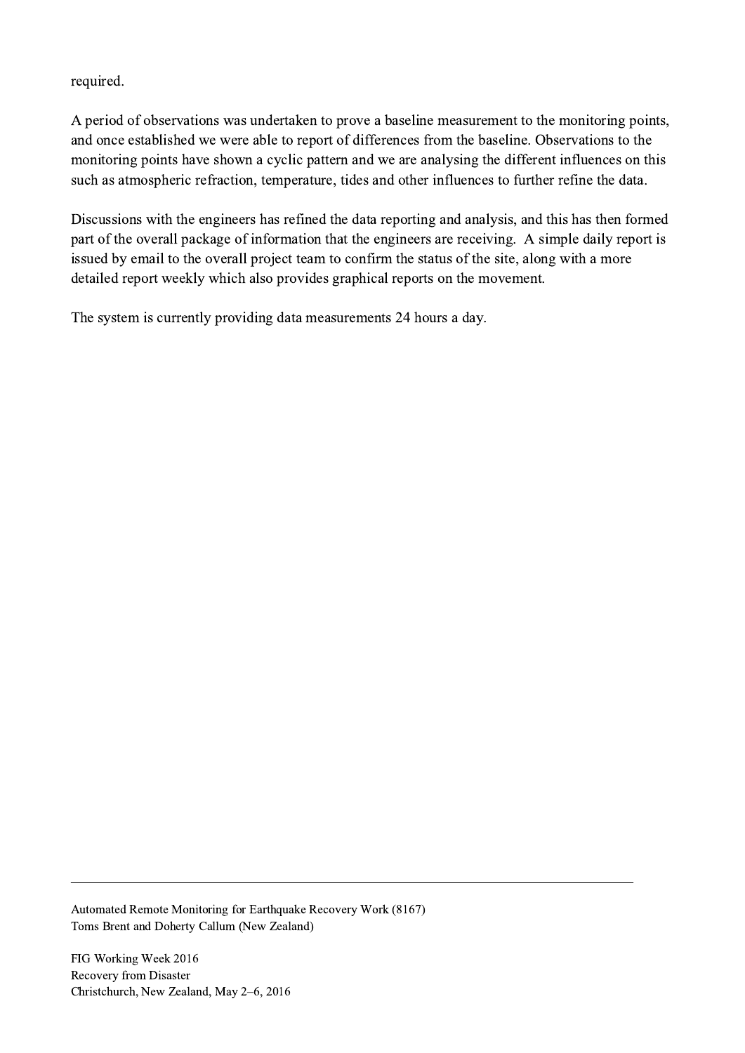required.

A period of observations was undertaken to prove a baseline measurement to the monitoring points, and once established we were able to report of differences from the baseline. Observations to the monitoring points have shown a cyclic pattern and we are analysing the different influences on this such as atmospheric refraction, temperature, tides and other influences to further refine the data.

Discussions with the engineers has refined the data reporting and analysis, and this has then formed part of the overall package of information that the engineers are receiving. A simple daily report is issued by email to the overall project team to confirm the status of the site, along with a more detailed report weekly which also provides graphical reports on the movement.

The system is currently providing data measurements 24 hours a day.